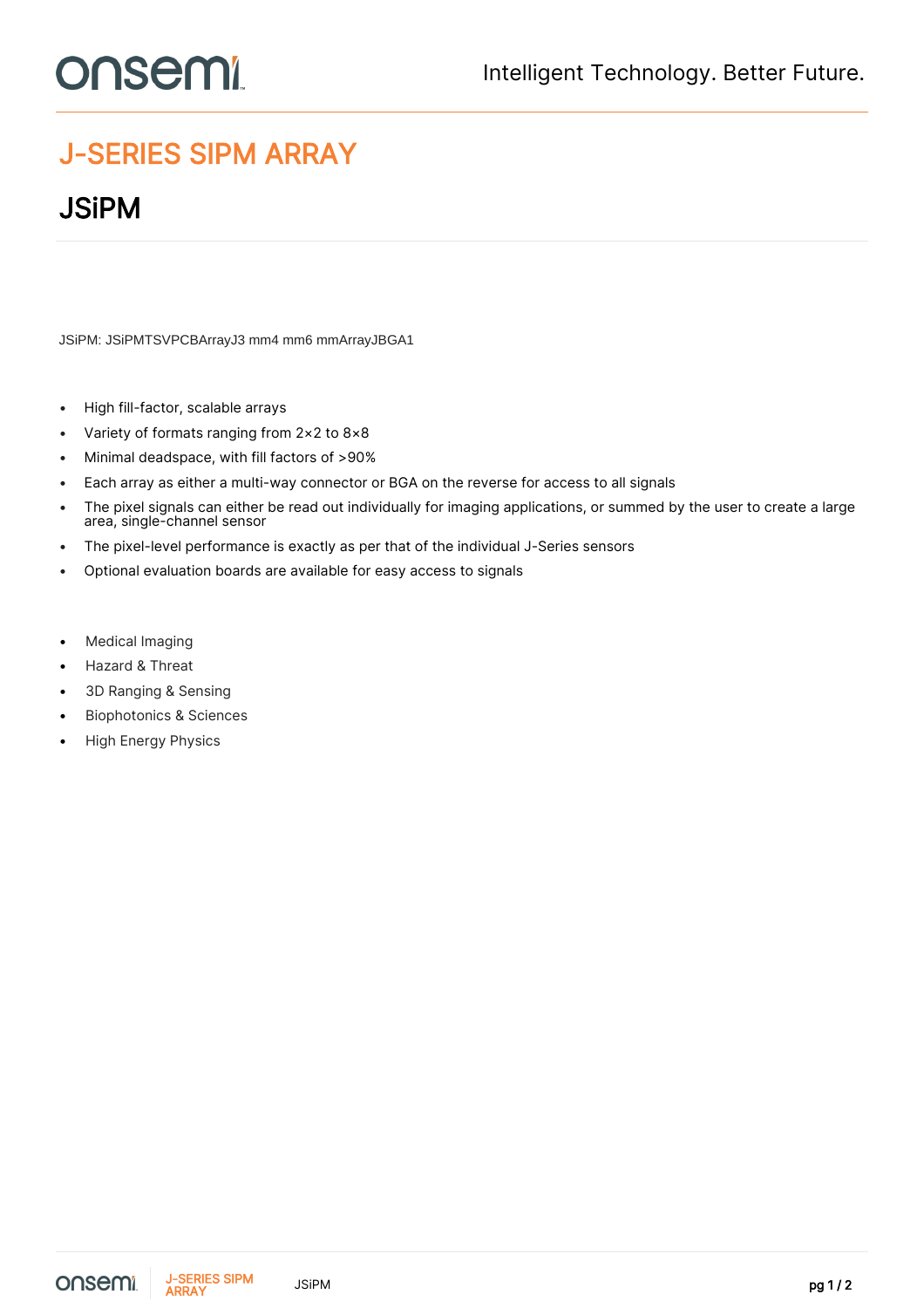# J-SERIES SIPM ARRAY

## JSiPM

JSiPM: JSiPMTSVPCBArrayJ3 mm4 mm6 mmArrayJBGA1

- High fill-factor, scalable arrays
- Variety of formats ranging from 2×2 to 8×8
- Minimal deadspace, with fill factors of >90%
- Each array as either a multi-way connector or BGA on the reverse for access to all signals
- The pixel signals can either be read out individually for imaging applications, or summed by the user to create a large area, single-channel sensor
- The pixel-level performance is exactly as per that of the individual J-Series sensors
- Optional evaluation boards are available for easy access to signals

- Medical Imaging
- Hazard & Threat
- 3D Ranging & Sensing
- Biophotonics & Sciences
- High Energy Physics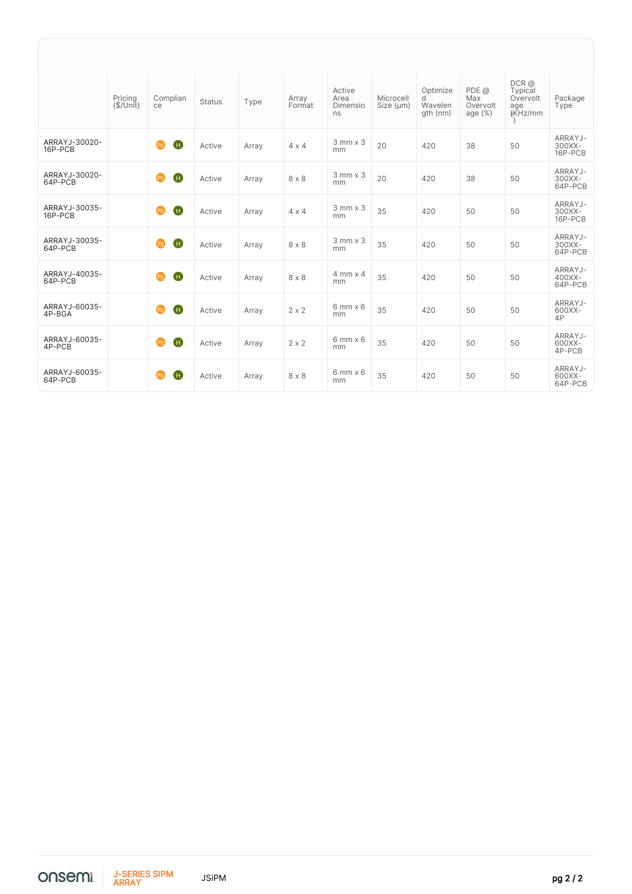| | Pricing ($/Unit) | Compliance | Status | Type | Array Format | Active Area Dimensions | Microcell Size (µm) | Optimized Wavelength (nm) | PDE @ Max Overvoltage (%) | DCR @ Typical Overvoltage (KHz/mm) | Package Type |
|---|---|---|---|---|---|---|---|---|---|---|---|
| ARRAYJ-30020-16P-PCB | | Pb H | Active | Array | 4 x 4 | 3 mm x 3 mm | 20 | 420 | 38 | 50 | ARRAYJ-300XX-16P-PCB |
| ARRAYJ-30020-64P-PCB | | Pb H | Active | Array | 8 x 8 | 3 mm x 3 mm | 20 | 420 | 38 | 50 | ARRAYJ-300XX-64P-PCB |
| ARRAYJ-30035-16P-PCB | | Pb H | Active | Array | 4 x 4 | 3 mm x 3 mm | 35 | 420 | 50 | 50 | ARRAYJ-300XX-16P-PCB |
| ARRAYJ-30035-64P-PCB | | Pb H | Active | Array | 8 x 8 | 3 mm x 3 mm | 35 | 420 | 50 | 50 | ARRAYJ-300XX-64P-PCB |
| ARRAYJ-40035-64P-PCB | | Pb H | Active | Array | 8 x 8 | 4 mm x 4 mm | 35 | 420 | 50 | 50 | ARRAYJ-400XX-64P-PCB |
| ARRAYJ-60035-4P-BGA | | Pb H | Active | Array | 2 x 2 | 6 mm x 6 mm | 35 | 420 | 50 | 50 | ARRAYJ-600XX-4P |
| ARRAYJ-60035-4P-PCB | | Pb H | Active | Array | 2 x 2 | 6 mm x 6 mm | 35 | 420 | 50 | 50 | ARRAYJ-600XX-4P-PCB |
| ARRAYJ-60035-64P-PCB | | Pb H | Active | Array | 8 x 8 | 6 mm x 6 mm | 35 | 420 | 50 | 50 | ARRAYJ-600XX-64P-PCB |